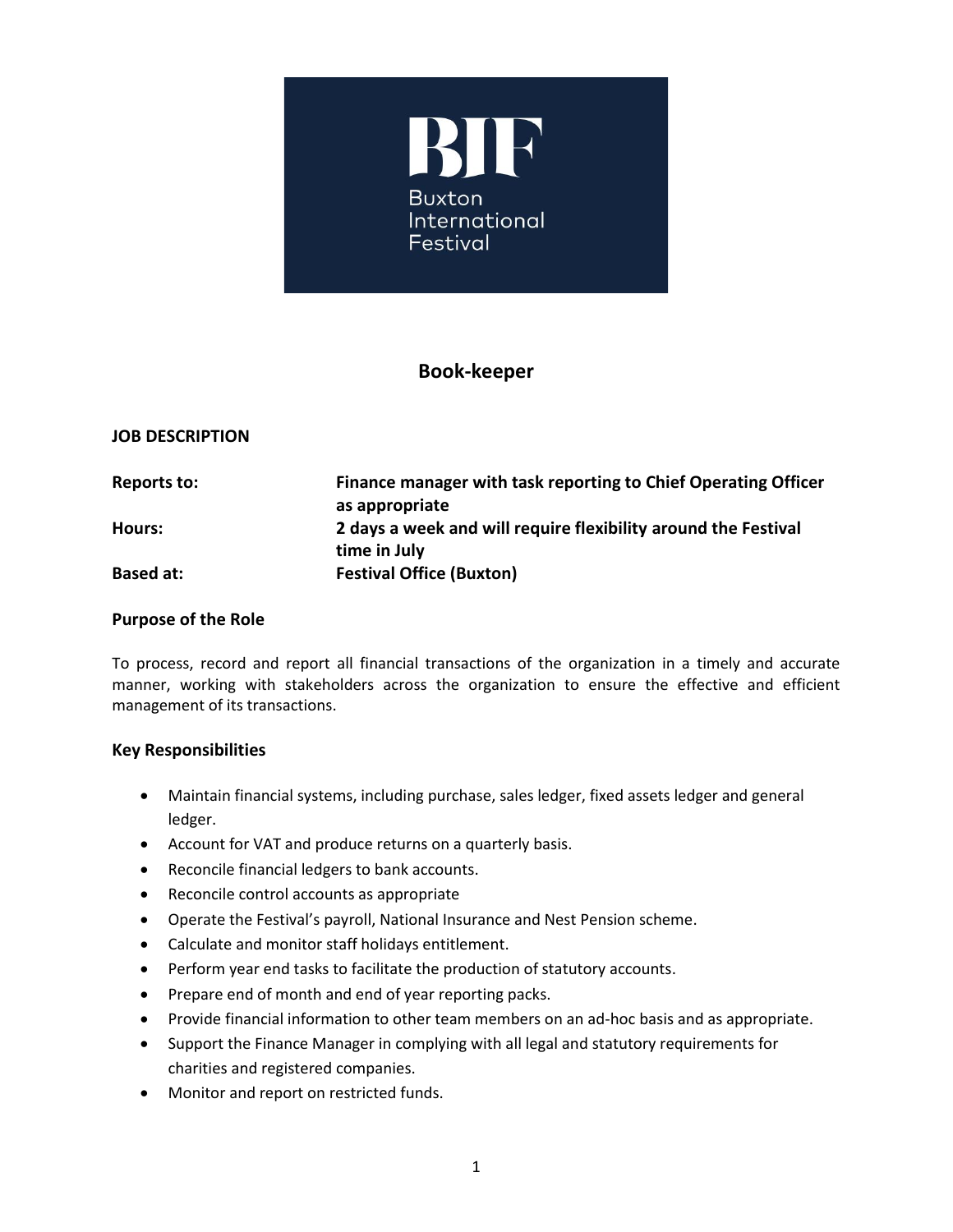BIF

Buxton International Festival

# Book-keeper

**JOB DESCRIPTION**

| | |
|---|---|
| **Reports to:** | **Finance manager with task reporting to Chief Operating Officer as appropriate** |
| **Hours:** | **2 days a week and will require flexibility around the Festival time in July** |
| **Based at:** | **Festival Office (Buxton)** |

## Purpose of the Role

To process, record and report all financial transactions of the organization in a timely and accurate manner, working with stakeholders across the organization to ensure the effective and efficient management of its transactions.

## Key Responsibilities

- Maintain financial systems, including purchase, sales ledger, fixed assets ledger and general ledger.
- Account for VAT and produce returns on a quarterly basis.
- Reconcile financial ledgers to bank accounts.
- Reconcile control accounts as appropriate
- Operate the Festival's payroll, National Insurance and Nest Pension scheme.
- Calculate and monitor staff holidays entitlement.
- Perform year end tasks to facilitate the production of statutory accounts.
- Prepare end of month and end of year reporting packs.
- Provide financial information to other team members on an ad-hoc basis and as appropriate.
- Support the Finance Manager in complying with all legal and statutory requirements for charities and registered companies.
- Monitor and report on restricted funds.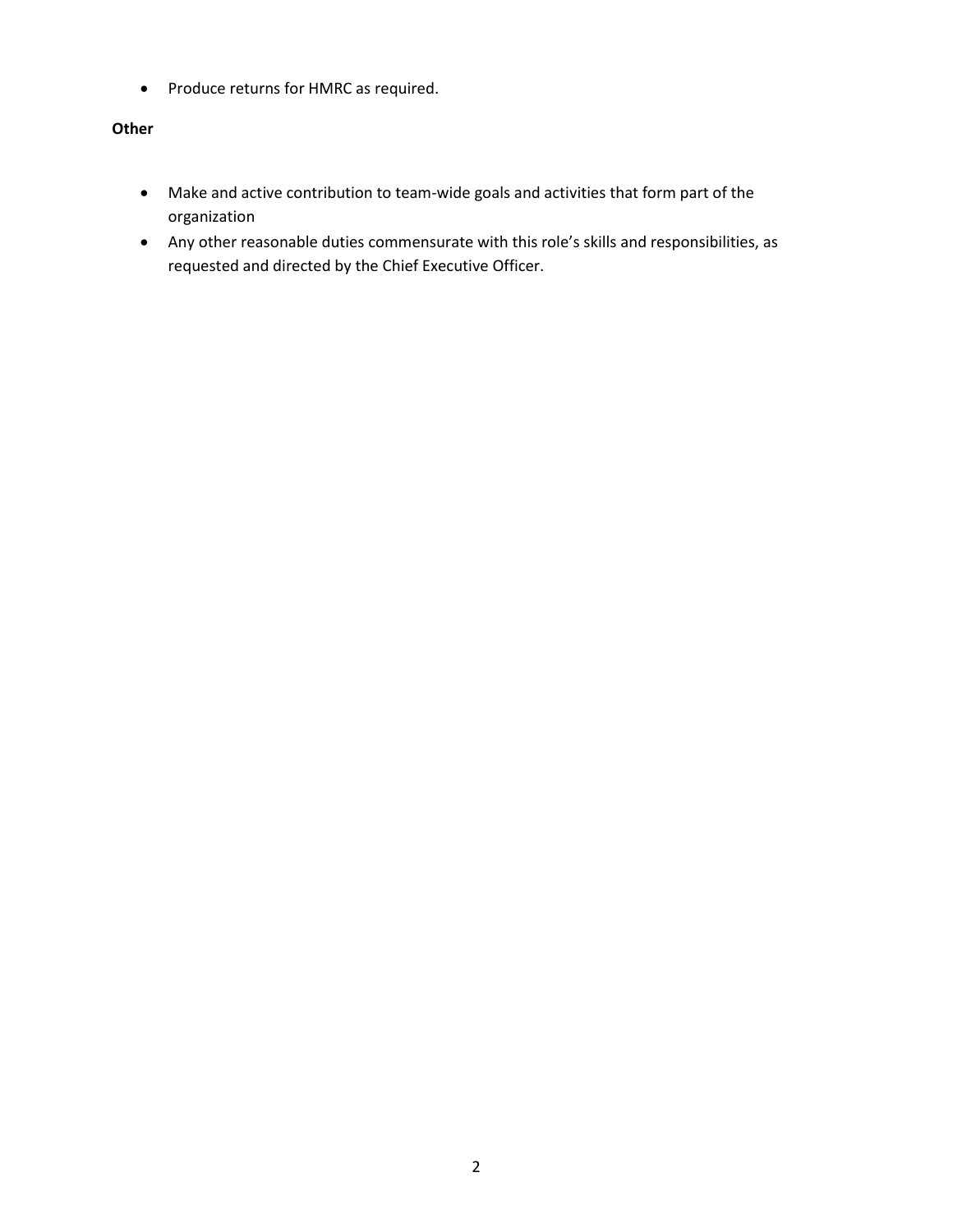- Produce returns for HMRC as required.

**Other**

- Make and active contribution to team-wide goals and activities that form part of the organization
- Any other reasonable duties commensurate with this role's skills and responsibilities, as requested and directed by the Chief Executive Officer.